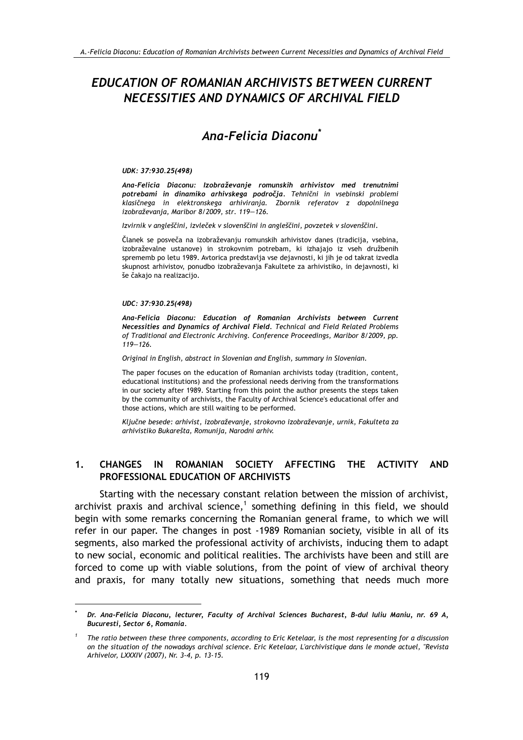# *EDUCATION OF ROMANIAN ARCHIVISTS BETWEEN CURRENT NECESSITIES AND DYNAMICS OF ARCHIVAL FIELD*

## *Ana-Felicia Diaconu*[*]

***UDK: 37:930.25(498)***

***Ana-Felicia Diaconu: Izobraževanje romunskih arhivistov med trenutnimi potrebami in dinamiko arhivskega področja****. Tehnični in vsebinski problemi klasičnega in elektronskega arhiviranja. Zbornik referatov z dopolnilnega izobraževanja, Maribor 8/2009, str. 119—126.*

*Izvirnik v angleščini, izvleček v slovenščini in angleščini, povzetek v slovenščini.*

Članek se posveča na izobraževanju romunskih arhivistov danes (tradicija, vsebina, izobraževalne ustanove) in strokovnim potrebam, ki izhajajo iz vseh družbenih sprememb po letu 1989. Avtorica predstavlja vse dejavnosti, ki jih je od takrat izvedla skupnost arhivistov, ponudbo izobraževanja Fakultete za arhivistiko, in dejavnosti, ki še čakajo na realizacijo.

***UDC: 37:930.25(498)***

***Ana-Felicia Diaconu: Education of Romanian Archivists between Current Necessities and Dynamics of Archival Field.*** *Technical and Field Related Problems of Traditional and Electronic Archiving. Conference Proceedings, Maribor 8/2009, pp. 119—126.*

*Original in English, abstract in Slovenian and English, summary in Slovenian.*

The paper focuses on the education of Romanian archivists today (tradition, content, educational institutions) and the professional needs deriving from the transformations in our society after 1989. Starting from this point the author presents the steps taken by the community of archivists, the Faculty of Archival Science's educational offer and those actions, which are still waiting to be performed.

*Ključne besede: arhivist, izobraževanje, strokovno izobraževanje, urnik, Fakulteta za arhivistiko Bukarešta, Romunija, Narodni arhiv.*

## 1. CHANGES IN ROMANIAN SOCIETY AFFECTING THE ACTIVITY AND PROFESSIONAL EDUCATION OF ARCHIVISTS

Starting with the necessary constant relation between the mission of archivist, archivist praxis and archival science,[1] something defining in this field, we should begin with some remarks concerning the Romanian general frame, to which we will refer in our paper. The changes in post -1989 Romanian society, visible in all of its segments, also marked the professional activity of archivists, inducing them to adapt to new social, economic and political realities. The archivists have been and still are forced to come up with viable solutions, from the point of view of archival theory and praxis, for many totally new situations, something that needs much more

---

[*] *Dr. Ana-Felicia Diaconu, lecturer, Faculty of Archival Sciences Bucharest, B-dul Iuliu Maniu, nr. 69 A, Bucuresti, Sector 6, Romania.*

[1] *The ratio between these three components, according to Eric Ketelaar, is the most representing for a discussion on the situation of the nowadays archival science. Eric Ketelaar, L'archivistique dans le monde actuel, "Revista Arhivelor, LXXXIV (2007), Nr. 3-4, p. 13-15.*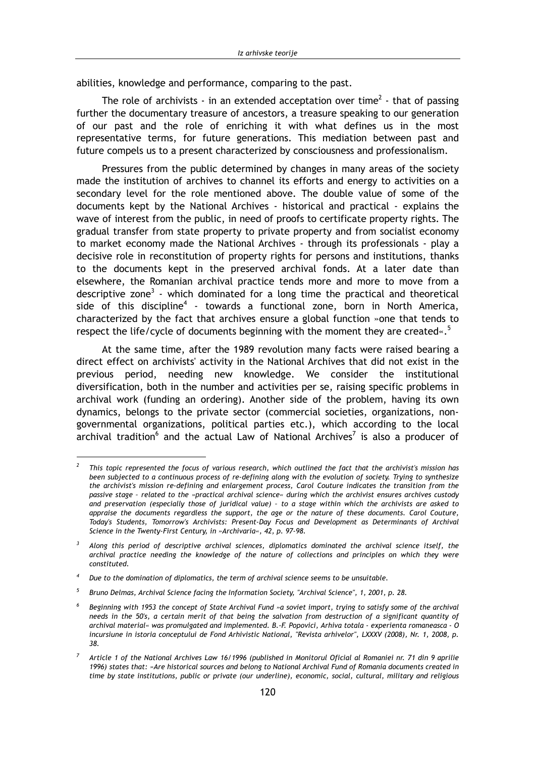abilities, knowledge and performance, comparing to the past.

The role of archivists - in an extended acceptation over time[2] - that of passing further the documentary treasure of ancestors, a treasure speaking to our generation of our past and the role of enriching it with what defines us in the most representative terms, for future generations. This mediation between past and future compels us to a present characterized by consciousness and professionalism.

Pressures from the public determined by changes in many areas of the society made the institution of archives to channel its efforts and energy to activities on a secondary level for the role mentioned above. The double value of some of the documents kept by the National Archives - historical and practical - explains the wave of interest from the public, in need of proofs to certificate property rights. The gradual transfer from state property to private property and from socialist economy to market economy made the National Archives - through its professionals - play a decisive role in reconstitution of property rights for persons and institutions, thanks to the documents kept in the preserved archival fonds. At a later date than elsewhere, the Romanian archival practice tends more and more to move from a descriptive zone[3] - which dominated for a long time the practical and theoretical side of this discipline[4] - towards a functional zone, born in North America, characterized by the fact that archives ensure a global function »one that tends to respect the life/cycle of documents beginning with the moment they are created«.[5]

At the same time, after the 1989 revolution many facts were raised bearing a direct effect on archivists' activity in the National Archives that did not exist in the previous period, needing new knowledge. We consider the institutional diversification, both in the number and activities per se, raising specific problems in archival work (funding an ordering). Another side of the problem, having its own dynamics, belongs to the private sector (commercial societies, organizations, non-governmental organizations, political parties etc.), which according to the local archival tradition[6] and the actual Law of National Archives[7] is also a producer of

---

[2] *This topic represented the focus of various research, which outlined the fact that the archivist's mission has been subjected to a continuous process of re-defining along with the evolution of society. Trying to synthesize the archivist's mission re-defining and enlargement process, Carol Couture indicates the transition from the passive stage – related to the »practical archival science« during which the archivist ensures archives custody and preservation (especially those of juridical value) – to a stage within which the archivists are asked to appraise the documents regardless the support, the age or the nature of these documents. Carol Couture, Today's Students, Tomorrow's Archivists: Present-Day Focus and Development as Determinants of Archival Science in the Twenty-First Century, in »Archivaria«, 42, p. 97-98.*

[3] *Along this period of descriptive archival sciences, diplomatics dominated the archival science itself, the archival practice needing the knowledge of the nature of collections and principles on which they were constituted.*

[4] *Due to the domination of diplomatics, the term of archival science seems to be unsuitable.*

[5] *Bruno Delmas, Archival Science facing the Information Society, "Archival Science", 1, 2001, p. 28.*

[6] *Beginning with 1953 the concept of State Archival Fund »a soviet import, trying to satisfy some of the archival needs in the 50's, a certain merit of that being the salvation from destruction of a significant quantity of archival material« was promulgated and implemented. B.-F. Popovici, Arhiva totala - experienta romaneasca - O incursiune in istoria conceptului de Fond Arhivistic National, "Revista arhivelor", LXXXV (2008), Nr. 1, 2008, p. 38.*

[7] *Article 1 of the National Archives Law 16/1996 (published in Monitorul Oficial al Romaniei nr. 71 din 9 aprilie 1996) states that: »Are historical sources and belong to National Archival Fund of Romania documents created in time by state institutions, public or private (our underline), economic, social, cultural, military and religious*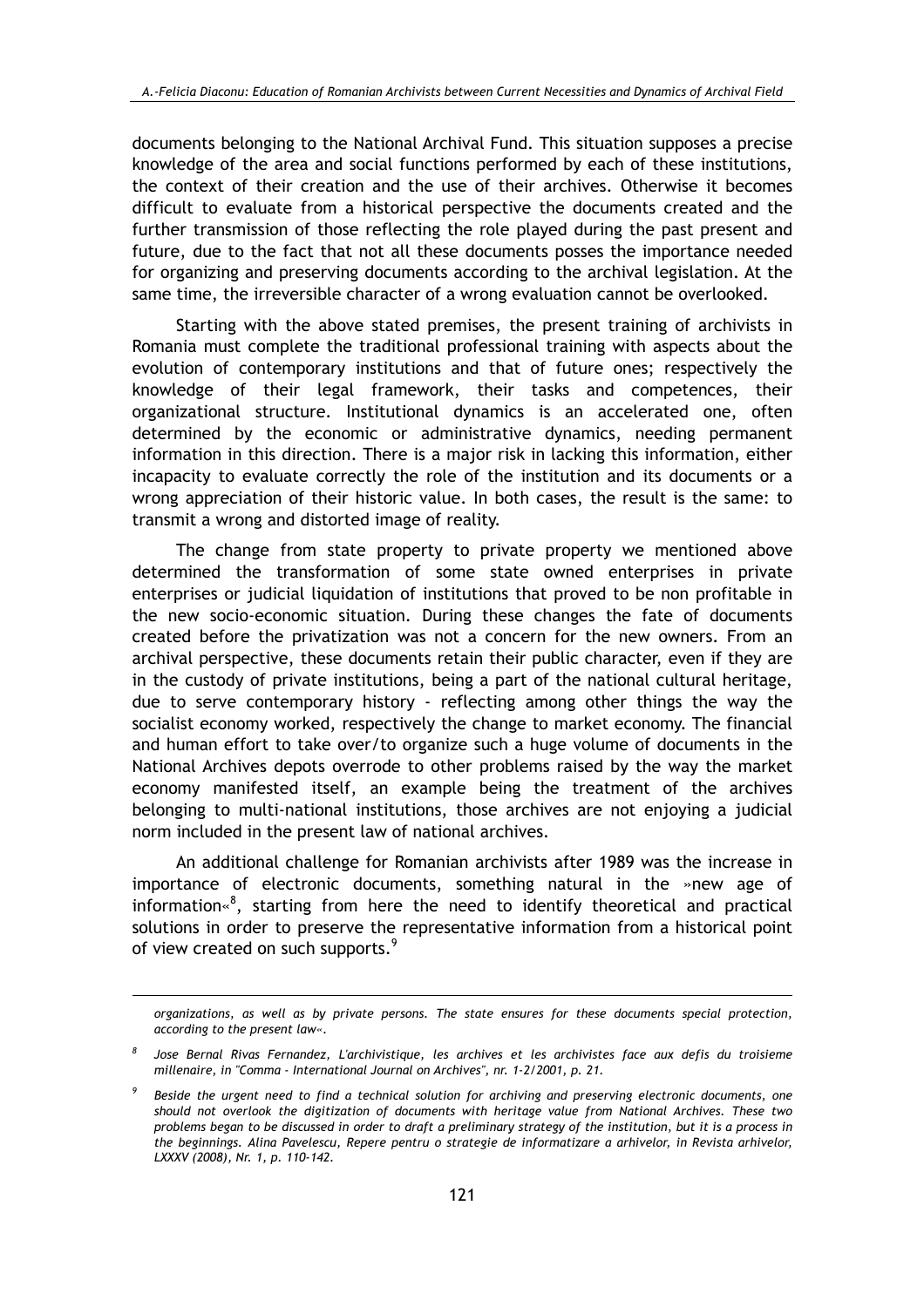documents belonging to the National Archival Fund. This situation supposes a precise knowledge of the area and social functions performed by each of these institutions, the context of their creation and the use of their archives. Otherwise it becomes difficult to evaluate from a historical perspective the documents created and the further transmission of those reflecting the role played during the past present and future, due to the fact that not all these documents posses the importance needed for organizing and preserving documents according to the archival legislation. At the same time, the irreversible character of a wrong evaluation cannot be overlooked.

Starting with the above stated premises, the present training of archivists in Romania must complete the traditional professional training with aspects about the evolution of contemporary institutions and that of future ones; respectively the knowledge of their legal framework, their tasks and competences, their organizational structure. Institutional dynamics is an accelerated one, often determined by the economic or administrative dynamics, needing permanent information in this direction. There is a major risk in lacking this information, either incapacity to evaluate correctly the role of the institution and its documents or a wrong appreciation of their historic value. In both cases, the result is the same: to transmit a wrong and distorted image of reality.

The change from state property to private property we mentioned above determined the transformation of some state owned enterprises in private enterprises or judicial liquidation of institutions that proved to be non profitable in the new socio-economic situation. During these changes the fate of documents created before the privatization was not a concern for the new owners. From an archival perspective, these documents retain their public character, even if they are in the custody of private institutions, being a part of the national cultural heritage, due to serve contemporary history - reflecting among other things the way the socialist economy worked, respectively the change to market economy. The financial and human effort to take over/to organize such a huge volume of documents in the National Archives depots overrode to other problems raised by the way the market economy manifested itself, an example being the treatment of the archives belonging to multi-national institutions, those archives are not enjoying a judicial norm included in the present law of national archives.

An additional challenge for Romanian archivists after 1989 was the increase in importance of electronic documents, something natural in the »new age of information«[8], starting from here the need to identify theoretical and practical solutions in order to preserve the representative information from a historical point of view created on such supports.[9]

---

*organizations, as well as by private persons. The state ensures for these documents special protection, according to the present law«.*

[8] *Jose Bernal Rivas Fernandez, L'archivistique, les archives et les archivistes face aux defis du troisieme millenaire, in "Comma - International Journal on Archives", nr. 1-2/2001, p. 21.*

[9] *Beside the urgent need to find a technical solution for archiving and preserving electronic documents, one should not overlook the digitization of documents with heritage value from National Archives. These two problems began to be discussed in order to draft a preliminary strategy of the institution, but it is a process in the beginnings. Alina Pavelescu, Repere pentru o strategie de informatizare a arhivelor, in Revista arhivelor, LXXXV (2008), Nr. 1, p. 110-142.*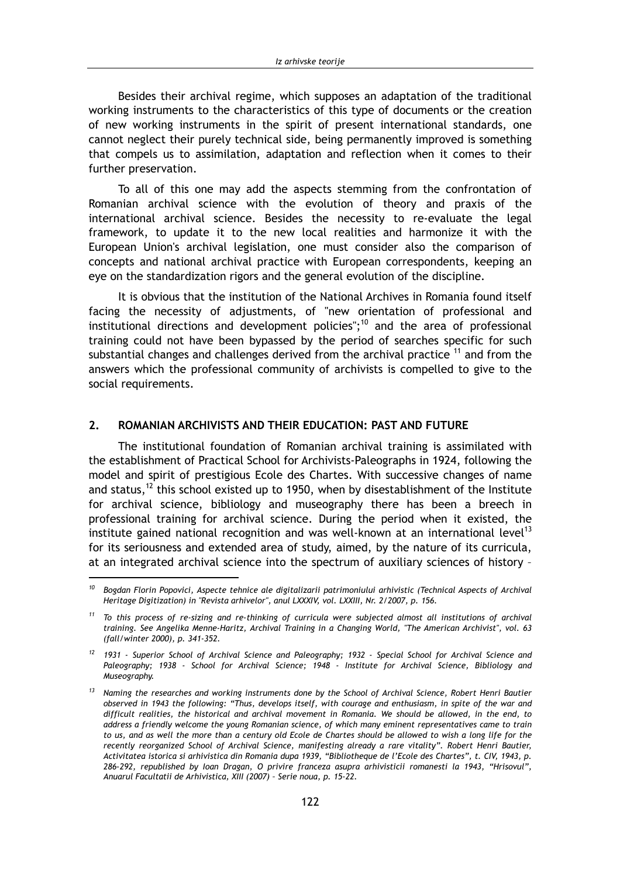Besides their archival regime, which supposes an adaptation of the traditional working instruments to the characteristics of this type of documents or the creation of new working instruments in the spirit of present international standards, one cannot neglect their purely technical side, being permanently improved is something that compels us to assimilation, adaptation and reflection when it comes to their further preservation.

To all of this one may add the aspects stemming from the confrontation of Romanian archival science with the evolution of theory and praxis of the international archival science. Besides the necessity to re-evaluate the legal framework, to update it to the new local realities and harmonize it with the European Union's archival legislation, one must consider also the comparison of concepts and national archival practice with European correspondents, keeping an eye on the standardization rigors and the general evolution of the discipline.

It is obvious that the institution of the National Archives in Romania found itself facing the necessity of adjustments, of "new orientation of professional and institutional directions and development policies";[10] and the area of professional training could not have been bypassed by the period of searches specific for such substantial changes and challenges derived from the archival practice [11] and from the answers which the professional community of archivists is compelled to give to the social requirements.

## 2. ROMANIAN ARCHIVISTS AND THEIR EDUCATION: PAST AND FUTURE

The institutional foundation of Romanian archival training is assimilated with the establishment of Practical School for Archivists-Paleographs in 1924, following the model and spirit of prestigious Ecole des Chartes. With successive changes of name and status,[12] this school existed up to 1950, when by disestablishment of the Institute for archival science, bibliology and museography there has been a breech in professional training for archival science. During the period when it existed, the institute gained national recognition and was well-known at an international level[13] for its seriousness and extended area of study, aimed, by the nature of its curricula, at an integrated archival science into the spectrum of auxiliary sciences of history –

---

[10] *Bogdan Florin Popovici, Aspecte tehnice ale digitalizarii patrimoniului arhivistic (Technical Aspects of Archival Heritage Digitization) in "Revista arhivelor", anul LXXXIV, vol. LXXIII, Nr. 2/2007, p. 156.*

[11] *To this process of re-sizing and re-thinking of curricula were subjected almost all institutions of archival training. See Angelika Menne-Haritz, Archival Training in a Changing World, "The American Archivist", vol. 63 (fall/winter 2000), p. 341-352.*

[12] *1931 - Superior School of Archival Science and Paleography; 1932 - Special School for Archival Science and Paleography; 1938 - School for Archival Science; 1948 - Institute for Archival Science, Bibliology and Museography.*

[13] *Naming the researches and working instruments done by the School of Archival Science, Robert Henri Bautier observed in 1943 the following: "Thus, develops itself, with courage and enthusiasm, in spite of the war and difficult realities, the historical and archival movement in Romania. We should be allowed, in the end, to address a friendly welcome the young Romanian science, of which many eminent representatives came to train to us, and as well the more than a century old Ecole de Chartes should be allowed to wish a long life for the recently reorganized School of Archival Science, manifesting already a rare vitality". Robert Henri Bautier, Activitatea istorica si arhivistica din Romania dupa 1939, "Bibliotheque de l'Ecole des Chartes", t. CIV, 1943, p. 286-292, republished by Ioan Dragan, O privire franceza asupra arhivisticii romanesti la 1943, "Hrisovul", Anuarul Facultatii de Arhivistica, XIII (2007) – Serie noua, p. 15-22.*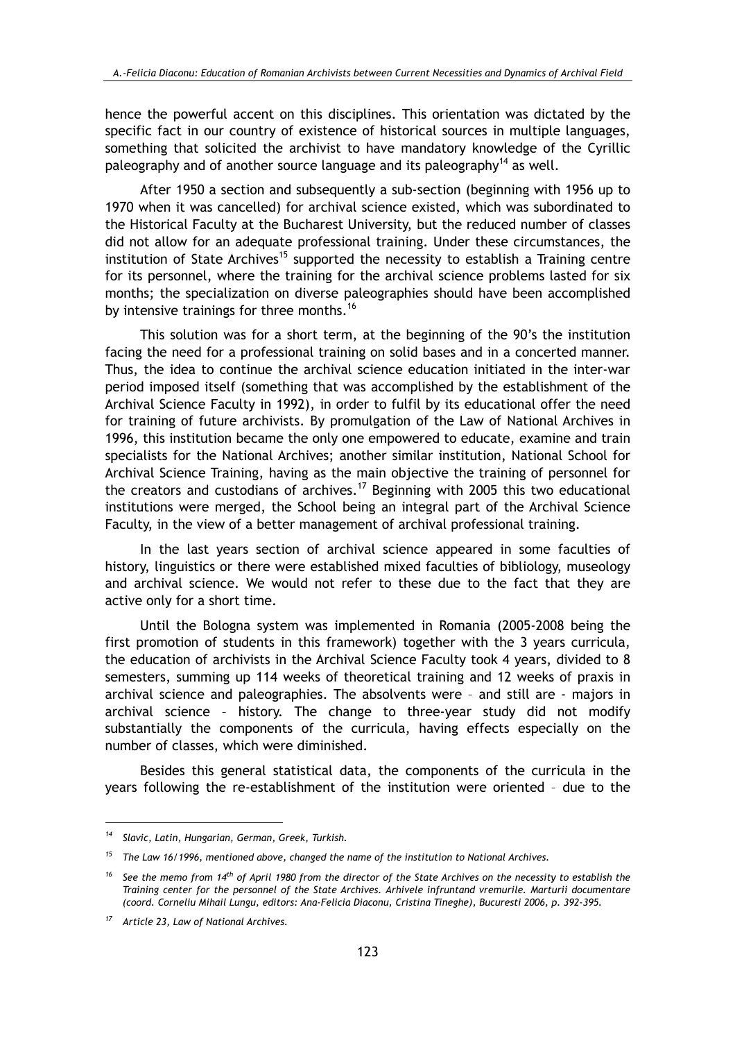hence the powerful accent on this disciplines. This orientation was dictated by the specific fact in our country of existence of historical sources in multiple languages, something that solicited the archivist to have mandatory knowledge of the Cyrillic paleography and of another source language and its paleography[14] as well.

After 1950 a section and subsequently a sub-section (beginning with 1956 up to 1970 when it was cancelled) for archival science existed, which was subordinated to the Historical Faculty at the Bucharest University, but the reduced number of classes did not allow for an adequate professional training. Under these circumstances, the institution of State Archives[15] supported the necessity to establish a Training centre for its personnel, where the training for the archival science problems lasted for six months; the specialization on diverse paleographies should have been accomplished by intensive trainings for three months.[16]

This solution was for a short term, at the beginning of the 90's the institution facing the need for a professional training on solid bases and in a concerted manner. Thus, the idea to continue the archival science education initiated in the inter-war period imposed itself (something that was accomplished by the establishment of the Archival Science Faculty in 1992), in order to fulfil by its educational offer the need for training of future archivists. By promulgation of the Law of National Archives in 1996, this institution became the only one empowered to educate, examine and train specialists for the National Archives; another similar institution, National School for Archival Science Training, having as the main objective the training of personnel for the creators and custodians of archives.[17] Beginning with 2005 this two educational institutions were merged, the School being an integral part of the Archival Science Faculty, in the view of a better management of archival professional training.

In the last years section of archival science appeared in some faculties of history, linguistics or there were established mixed faculties of bibliology, museology and archival science. We would not refer to these due to the fact that they are active only for a short time.

Until the Bologna system was implemented in Romania (2005-2008 being the first promotion of students in this framework) together with the 3 years curricula, the education of archivists in the Archival Science Faculty took 4 years, divided to 8 semesters, summing up 114 weeks of theoretical training and 12 weeks of praxis in archival science and paleographies. The absolvents were – and still are - majors in archival science – history. The change to three-year study did not modify substantially the components of the curricula, having effects especially on the number of classes, which were diminished.

Besides this general statistical data, the components of the curricula in the years following the re-establishment of the institution were oriented – due to the

---

[14] *Slavic, Latin, Hungarian, German, Greek, Turkish.*

[15] *The Law 16/1996, mentioned above, changed the name of the institution to National Archives.*

[16] *See the memo from 14th of April 1980 from the director of the State Archives on the necessity to establish the Training center for the personnel of the State Archives. Arhivele infruntand vremurile. Marturii documentare (coord. Corneliu Mihail Lungu, editors: Ana-Felicia Diaconu, Cristina Tineghe), Bucuresti 2006, p. 392-395.*

[17] *Article 23, Law of National Archives.*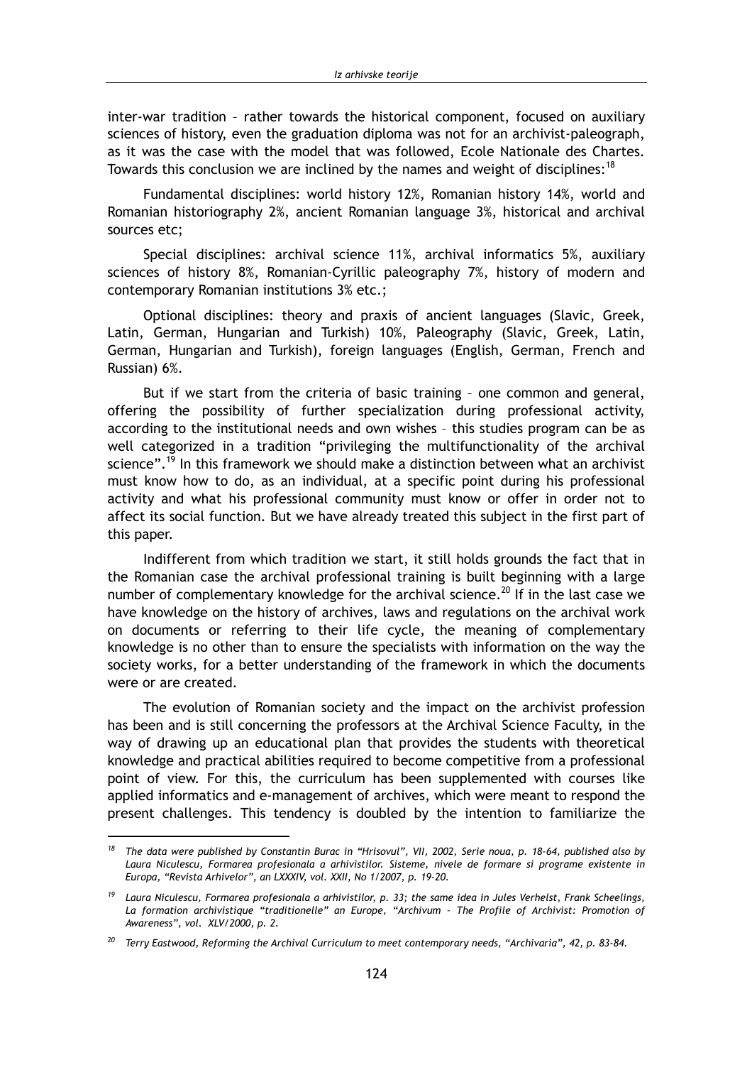inter-war tradition – rather towards the historical component, focused on auxiliary sciences of history, even the graduation diploma was not for an archivist-paleograph, as it was the case with the model that was followed, Ecole Nationale des Chartes. Towards this conclusion we are inclined by the names and weight of disciplines:[18]

Fundamental disciplines: world history 12%, Romanian history 14%, world and Romanian historiography 2%, ancient Romanian language 3%, historical and archival sources etc;

Special disciplines: archival science 11%, archival informatics 5%, auxiliary sciences of history 8%, Romanian-Cyrillic paleography 7%, history of modern and contemporary Romanian institutions 3% etc.;

Optional disciplines: theory and praxis of ancient languages (Slavic, Greek, Latin, German, Hungarian and Turkish) 10%, Paleography (Slavic, Greek, Latin, German, Hungarian and Turkish), foreign languages (English, German, French and Russian) 6%.

But if we start from the criteria of basic training – one common and general, offering the possibility of further specialization during professional activity, according to the institutional needs and own wishes – this studies program can be as well categorized in a tradition "privileging the multifunctionality of the archival science".[19] In this framework we should make a distinction between what an archivist must know how to do, as an individual, at a specific point during his professional activity and what his professional community must know or offer in order not to affect its social function. But we have already treated this subject in the first part of this paper.

Indifferent from which tradition we start, it still holds grounds the fact that in the Romanian case the archival professional training is built beginning with a large number of complementary knowledge for the archival science.[20] If in the last case we have knowledge on the history of archives, laws and regulations on the archival work on documents or referring to their life cycle, the meaning of complementary knowledge is no other than to ensure the specialists with information on the way the society works, for a better understanding of the framework in which the documents were or are created.

The evolution of Romanian society and the impact on the archivist profession has been and is still concerning the professors at the Archival Science Faculty, in the way of drawing up an educational plan that provides the students with theoretical knowledge and practical abilities required to become competitive from a professional point of view. For this, the curriculum has been supplemented with courses like applied informatics and e-management of archives, which were meant to respond the present challenges. This tendency is doubled by the intention to familiarize the

---

[18] *The data were published by Constantin Burac in "Hrisovul", VII, 2002, Serie noua, p. 18-64, published also by Laura Niculescu, Formarea profesionala a arhivistilor. Sisteme, nivele de formare si programe existente in Europa, "Revista Arhivelor", an LXXXIV, vol. XXII, No 1/2007, p. 19-20.*

[19] *Laura Niculescu, Formarea profesionala a arhivistilor, p. 33; the same idea in Jules Verhelst, Frank Scheelings, La formation archivistique "traditionelle" an Europe, "Archivum – The Profile of Archivist: Promotion of Awareness", vol. XLV/2000, p. 2.*

[20] *Terry Eastwood, Reforming the Archival Curriculum to meet contemporary needs, "Archivaria", 42, p. 83-84.*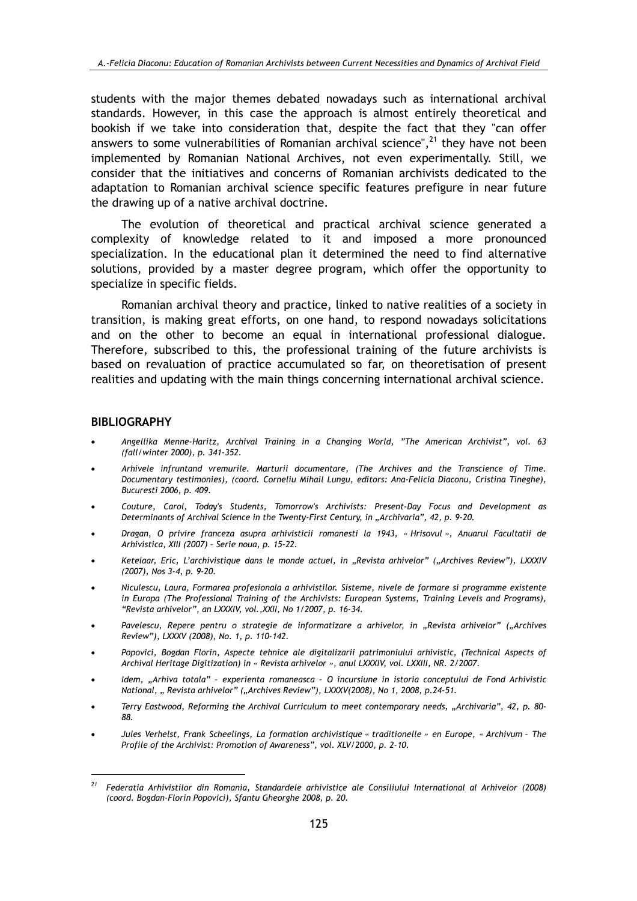students with the major themes debated nowadays such as international archival standards. However, in this case the approach is almost entirely theoretical and bookish if we take into consideration that, despite the fact that they "can offer answers to some vulnerabilities of Romanian archival science",[21] they have not been implemented by Romanian National Archives, not even experimentally. Still, we consider that the initiatives and concerns of Romanian archivists dedicated to the adaptation to Romanian archival science specific features prefigure in near future the drawing up of a native archival doctrine.

The evolution of theoretical and practical archival science generated a complexity of knowledge related to it and imposed a more pronounced specialization. In the educational plan it determined the need to find alternative solutions, provided by a master degree program, which offer the opportunity to specialize in specific fields.

Romanian archival theory and practice, linked to native realities of a society in transition, is making great efforts, on one hand, to respond nowadays solicitations and on the other to become an equal in international professional dialogue. Therefore, subscribed to this, the professional training of the future archivists is based on revaluation of practice accumulated so far, on theoretisation of present realities and updating with the main things concerning international archival science.

## BIBLIOGRAPHY

- *Angellika Menne-Haritz, Archival Training in a Changing World, "The American Archivist", vol. 63 (fall/winter 2000), p. 341-352.*
- *Arhivele infruntand vremurile. Marturii documentare, (The Archives and the Transcience of Time. Documentary testimonies), (coord. Corneliu Mihail Lungu, editors: Ana-Felicia Diaconu, Cristina Tineghe), Bucuresti 2006, p. 409.*
- *Couture, Carol, Today's Students, Tomorrow's Archivists: Present-Day Focus and Development as Determinants of Archival Science in the Twenty-First Century, in „Archivaria", 42, p. 9-20.*
- *Dragan, O privire franceza asupra arhivisticii romanesti la 1943, « Hrisovul », Anuarul Facultatii de Arhivistica, XIII (2007) – Serie noua, p. 15-22.*
- *Ketelaar, Eric, L'archivistique dans le monde actuel, in „Revista arhivelor" („Archives Review"), LXXXIV (2007), Nos 3-4, p. 9-20.*
- *Niculescu, Laura, Formarea profesionala a arhivistilor. Sisteme, nivele de formare si programme existente in Europa (The Professional Training of the Archivists: European Systems, Training Levels and Programs), "Revista arhivelor", an LXXXIV, vol.,XXII, No 1/2007, p. 16-34.*
- *Pavelescu, Repere pentru o strategie de informatizare a arhivelor, in „Revista arhivelor" („Archives Review"), LXXXV (2008), No. 1, p. 110-142.*
- *Popovici, Bogdan Florin, Aspecte tehnice ale digitalizarii patrimoniului arhivistic, (Technical Aspects of Archival Heritage Digitization) in « Revista arhivelor », anul LXXXIV, vol. LXXIII, NR. 2/2007.*
- *Idem, „Arhiva totala" – experienta romaneasca – O incursiune in istoria conceptului de Fond Arhivistic National, „ Revista arhivelor" („Archives Review"), LXXXV(2008), No 1, 2008, p.24-51.*
- *Terry Eastwood, Reforming the Archival Curriculum to meet contemporary needs, „Archivaria", 42, p. 80-88.*
- *Jules Verhelst, Frank Scheelings, La formation archivistique « traditionelle » en Europe, « Archivum – The Profile of the Archivist: Promotion of Awareness", vol. XLV/2000, p. 2-10.*

---

[21] *Federatia Arhivistilor din Romania, Standardele arhivistice ale Consiliului International al Arhivelor (2008) (coord. Bogdan-Florin Popovici), Sfantu Gheorghe 2008, p. 20.*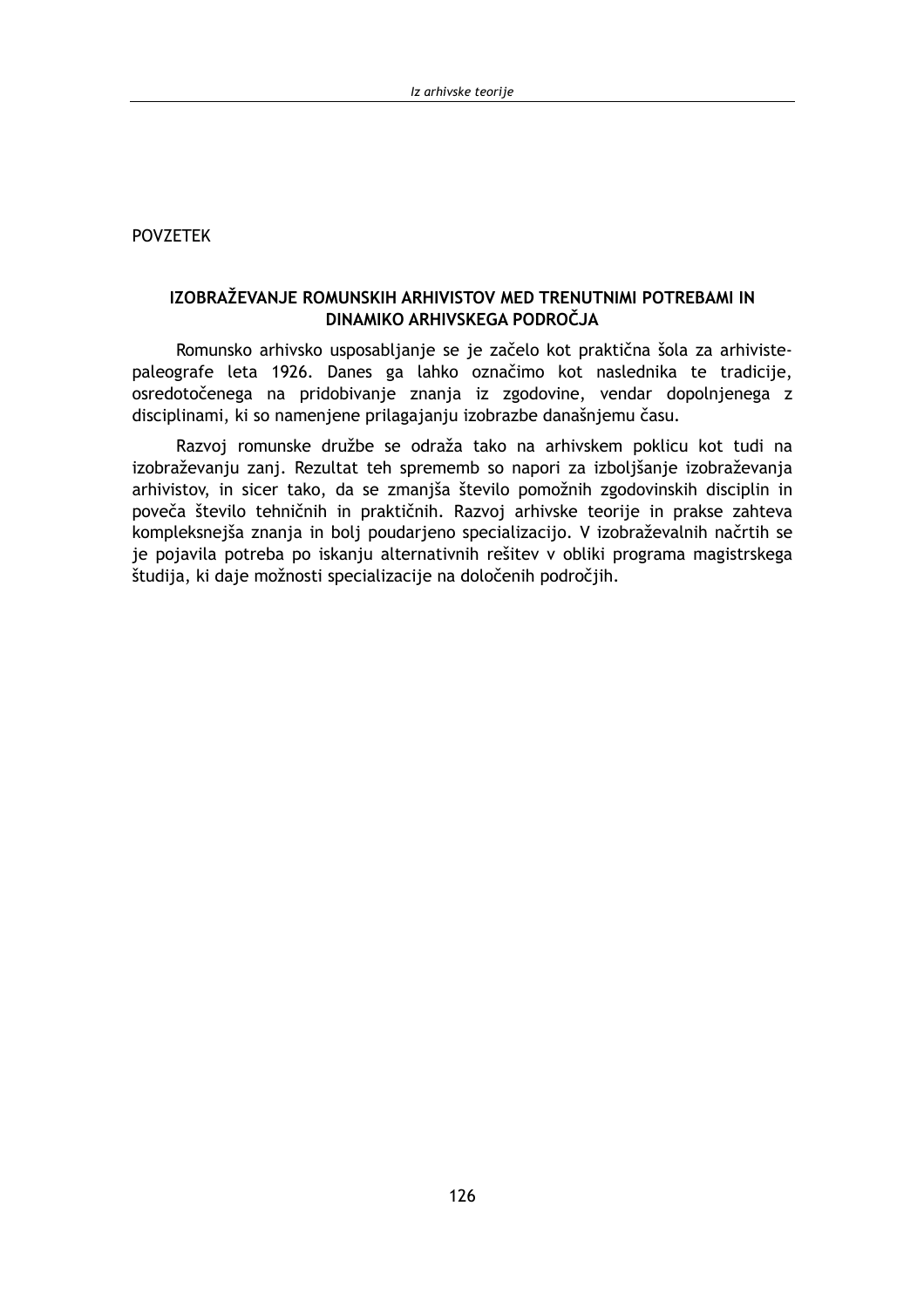POVZETEK

## IZOBRAŽEVANJE ROMUNSKIH ARHIVISTOV MED TRENUTNIMI POTREBAMI IN DINAMIKO ARHIVSKEGA PODROČJA

Romunsko arhivsko usposabljanje se je začelo kot praktična šola za arhiviste-paleografe leta 1926. Danes ga lahko označimo kot naslednika te tradicije, osredotočenega na pridobivanje znanja iz zgodovine, vendar dopolnjenega z disciplinami, ki so namenjene prilagajanju izobrazbe današnjemu času.

Razvoj romunske družbe se odraža tako na arhivskem poklicu kot tudi na izobraževanju zanj. Rezultat teh sprememb so napori za izboljšanje izobraževanja arhivistov, in sicer tako, da se zmanjša število pomožnih zgodovinskih disciplin in poveča število tehničnih in praktičnih. Razvoj arhivske teorije in prakse zahteva kompleksnejša znanja in bolj poudarjeno specializacijo. V izobraževalnih načrtih se je pojavila potreba po iskanju alternativnih rešitev v obliki programa magistrskega študija, ki daje možnosti specializacije na določenih področjih.